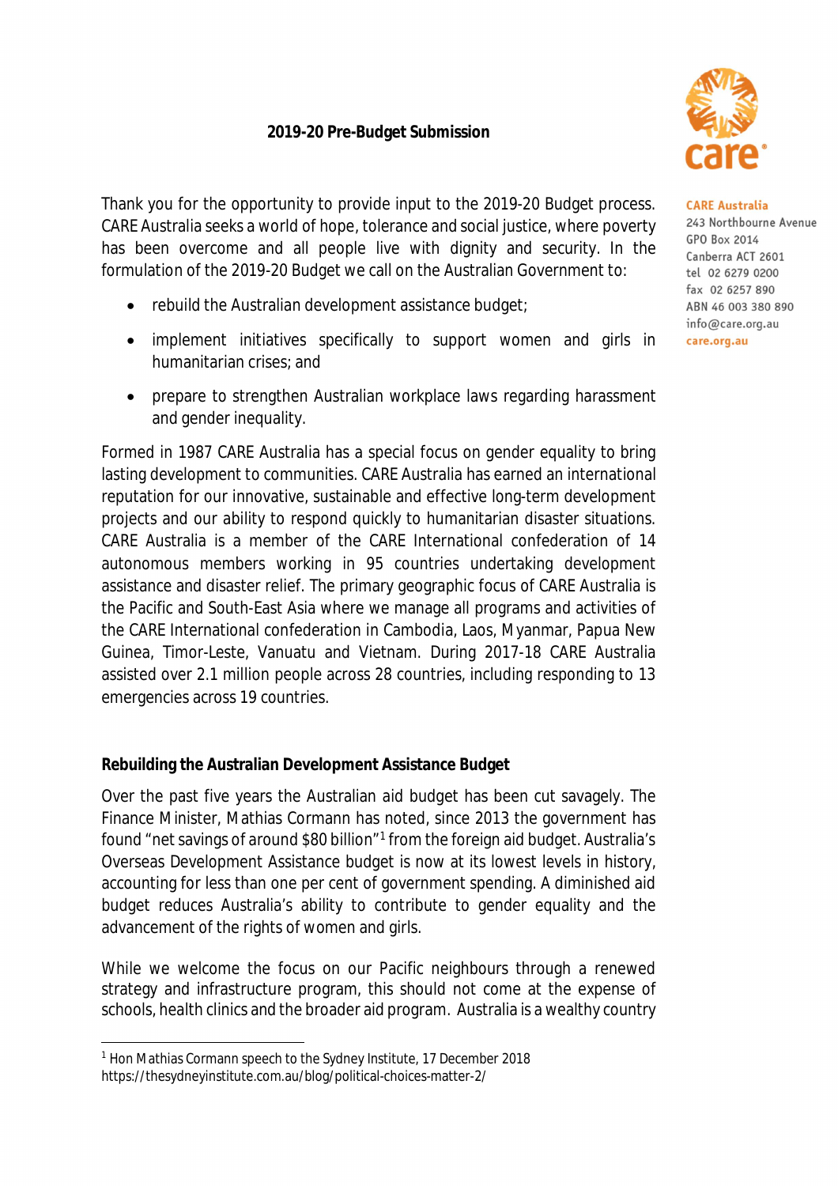# 2019-20 Pre-Budget Submission

**CARE Australia**
243 Northbourne Avenue
GPO Box 2014
Canberra ACT 2601
tel 02 6279 0200
fax 02 6257 890
ABN 46 003 380 890
info@care.org.au
care.org.au

Thank you for the opportunity to provide input to the 2019-20 Budget process. CARE Australia seeks a world of hope, tolerance and social justice, where poverty has been overcome and all people live with dignity and security. In the formulation of the 2019-20 Budget we call on the Australian Government to:

- rebuild the Australian development assistance budget;
- implement initiatives specifically to support women and girls in humanitarian crises; and
- prepare to strengthen Australian workplace laws regarding harassment and gender inequality.

Formed in 1987 CARE Australia has a special focus on gender equality to bring lasting development to communities. CARE Australia has earned an international reputation for our innovative, sustainable and effective long-term development projects and our ability to respond quickly to humanitarian disaster situations. CARE Australia is a member of the CARE International confederation of 14 autonomous members working in 95 countries undertaking development assistance and disaster relief. The primary geographic focus of CARE Australia is the Pacific and South-East Asia where we manage all programs and activities of the CARE International confederation in Cambodia, Laos, Myanmar, Papua New Guinea, Timor-Leste, Vanuatu and Vietnam. During 2017-18 CARE Australia assisted over 2.1 million people across 28 countries, including responding to 13 emergencies across 19 countries.

## Rebuilding the Australian Development Assistance Budget

Over the past five years the Australian aid budget has been cut savagely. The Finance Minister, Mathias Cormann has noted, since 2013 the government has found "net savings of around $80 billion"[1] from the foreign aid budget. Australia's Overseas Development Assistance budget is now at its lowest levels in history, accounting for less than one per cent of government spending. A diminished aid budget reduces Australia's ability to contribute to gender equality and the advancement of the rights of women and girls.

While we welcome the focus on our Pacific neighbours through a renewed strategy and infrastructure program, this should not come at the expense of schools, health clinics and the broader aid program. Australia is a wealthy country

[1] Hon Mathias Cormann speech to the Sydney Institute, 17 December 2018 https://thesydneyinstitute.com.au/blog/political-choices-matter-2/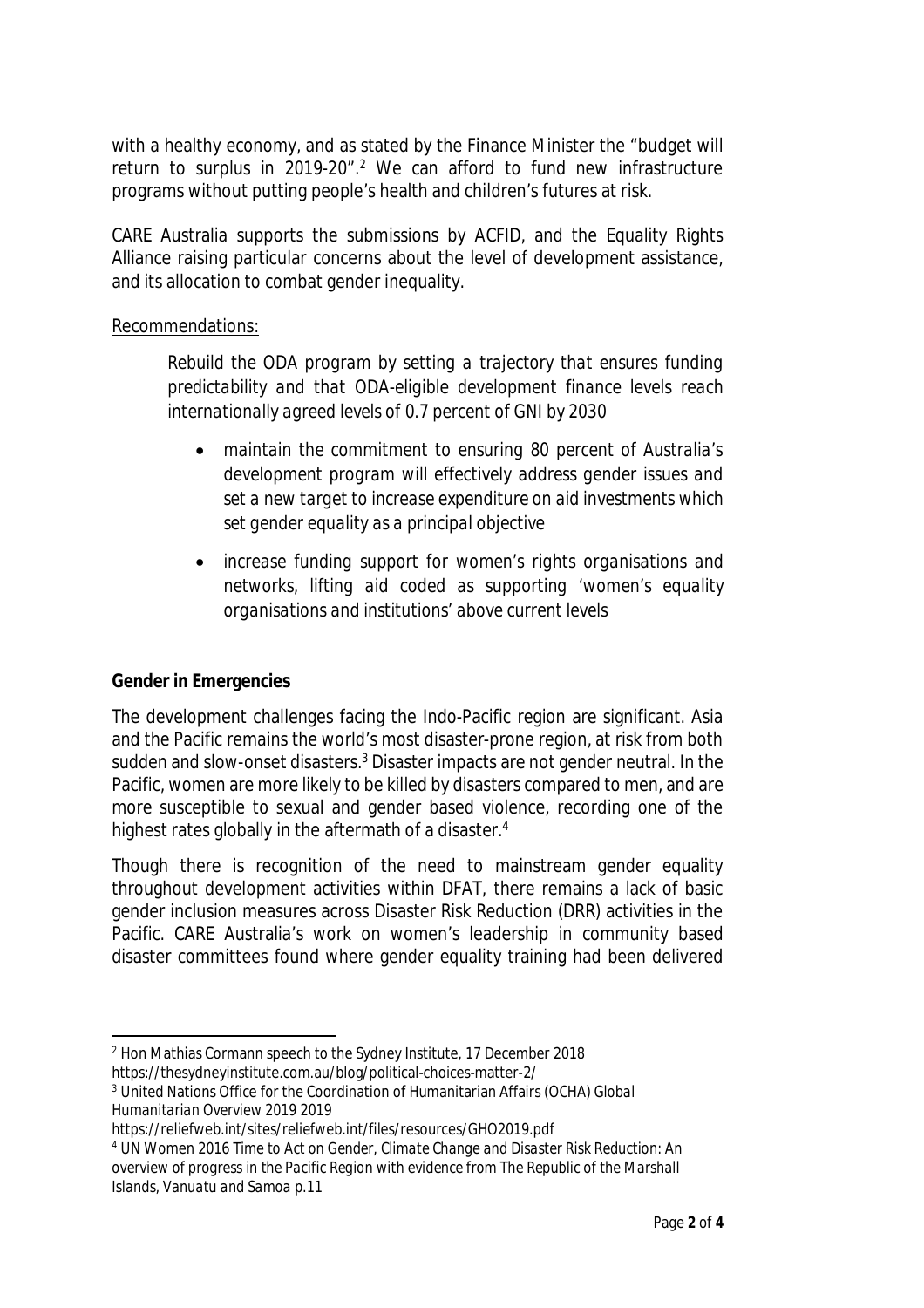with a healthy economy, and as stated by the Finance Minister the "budget will return to surplus in 2019-20".[2] We can afford to fund new infrastructure programs without putting people's health and children's futures at risk.

CARE Australia supports the submissions by ACFID, and the Equality Rights Alliance raising particular concerns about the level of development assistance, and its allocation to combat gender inequality.

Recommendations:

> *Rebuild the ODA program by setting a trajectory that ensures funding predictability and that ODA-eligible development finance levels reach internationally agreed levels of 0.7 percent of GNI by 2030*
>
> - *maintain the commitment to ensuring 80 percent of Australia's development program will effectively address gender issues and set a new target to increase expenditure on aid investments which set gender equality as a principal objective*
> - *increase funding support for women's rights organisations and networks, lifting aid coded as supporting 'women's equality organisations and institutions' above current levels*

**Gender in Emergencies**

The development challenges facing the Indo-Pacific region are significant. Asia and the Pacific remains the world's most disaster-prone region, at risk from both sudden and slow-onset disasters.[3] Disaster impacts are not gender neutral. In the Pacific, women are more likely to be killed by disasters compared to men, and are more susceptible to sexual and gender based violence, recording one of the highest rates globally in the aftermath of a disaster.[4]

Though there is recognition of the need to mainstream gender equality throughout development activities within DFAT, there remains a lack of basic gender inclusion measures across Disaster Risk Reduction (DRR) activities in the Pacific. CARE Australia's work on women's leadership in community based disaster committees found where gender equality training had been delivered

---

[2] Hon Mathias Cormann speech to the Sydney Institute, 17 December 2018 https://thesydneyinstitute.com.au/blog/political-choices-matter-2/

[3] United Nations Office for the Coordination of Humanitarian Affairs (OCHA) *Global Humanitarian Overview 2019* 2019 https://reliefweb.int/sites/reliefweb.int/files/resources/GHO2019.pdf

[4] UN Women 2016 *Time to Act on Gender, Climate Change and Disaster Risk Reduction: An overview of progress in the Pacific Region with evidence from The Republic of the Marshall Islands, Vanuatu and Samoa* p.11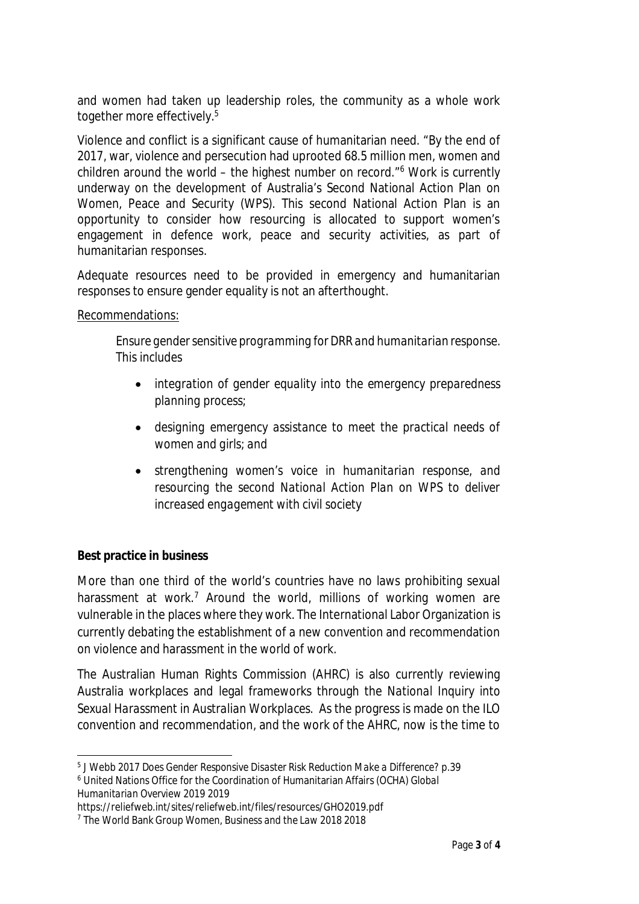and women had taken up leadership roles, the community as a whole work together more effectively.[5]

Violence and conflict is a significant cause of humanitarian need. "By the end of 2017, war, violence and persecution had uprooted 68.5 million men, women and children around the world – the highest number on record."[6] Work is currently underway on the development of Australia's Second National Action Plan on Women, Peace and Security (WPS). This second National Action Plan is an opportunity to consider how resourcing is allocated to support women's engagement in defence work, peace and security activities, as part of humanitarian responses.

Adequate resources need to be provided in emergency and humanitarian responses to ensure gender equality is not an afterthought.

Recommendations:

> *Ensure gender sensitive programming for DRR and humanitarian response. This includes*
>
> - *integration of gender equality into the emergency preparedness planning process;*
> - *designing emergency assistance to meet the practical needs of women and girls; and*
> - *strengthening women's voice in humanitarian response, and resourcing the second National Action Plan on WPS to deliver increased engagement with civil society*

**Best practice in business**

More than one third of the world's countries have no laws prohibiting sexual harassment at work.[7] Around the world, millions of working women are vulnerable in the places where they work. The International Labor Organization is currently debating the establishment of a new convention and recommendation on violence and harassment in the world of work.

The Australian Human Rights Commission (AHRC) is also currently reviewing Australia workplaces and legal frameworks through the *National Inquiry into Sexual Harassment in Australian Workplaces*. As the progress is made on the ILO convention and recommendation, and the work of the AHRC, now is the time to

---

[5] J Webb 2017 *Does Gender Responsive Disaster Risk Reduction Make a Difference?* p.39

[6] United Nations Office for the Coordination of Humanitarian Affairs (OCHA) *Global Humanitarian Overview 2019* 2019 https://reliefweb.int/sites/reliefweb.int/files/resources/GHO2019.pdf

[7] The World Bank Group *Women, Business and the Law 2018* 2018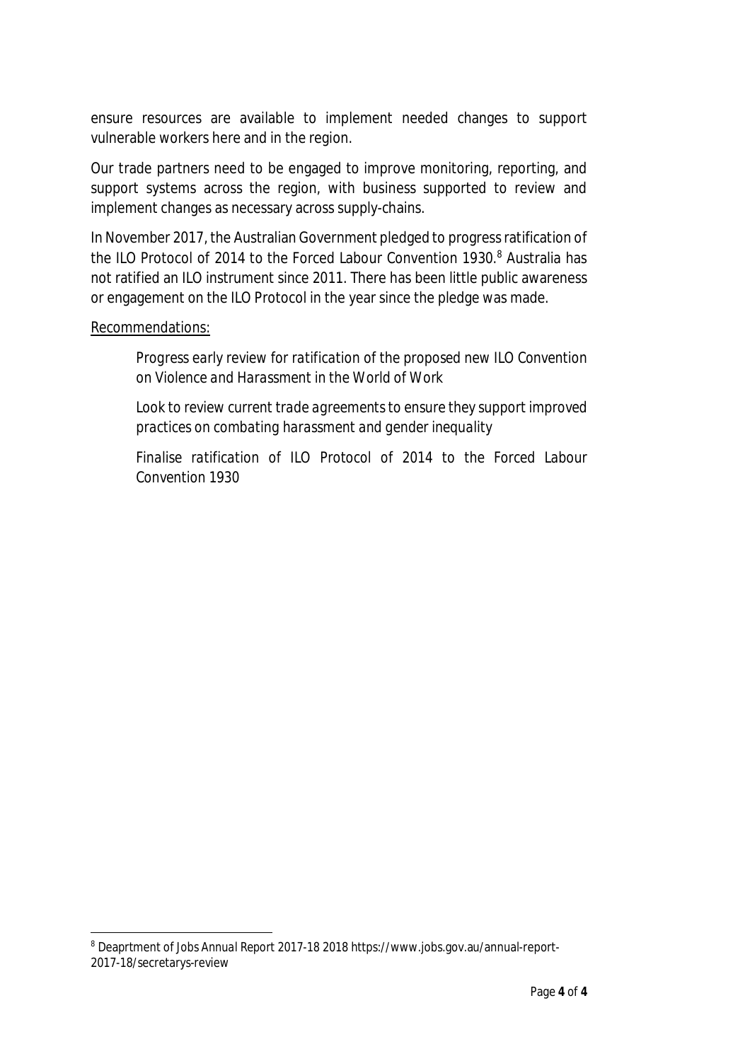ensure resources are available to implement needed changes to support vulnerable workers here and in the region.

Our trade partners need to be engaged to improve monitoring, reporting, and support systems across the region, with business supported to review and implement changes as necessary across supply-chains.

In November 2017, the Australian Government pledged to progress ratification of the ILO Protocol of 2014 to the Forced Labour Convention 1930.[8] Australia has not ratified an ILO instrument since 2011. There has been little public awareness or engagement on the ILO Protocol in the year since the pledge was made.

Recommendations:

> *Progress early review for ratification of the proposed new ILO Convention on Violence and Harassment in the World of Work*
>
> *Look to review current trade agreements to ensure they support improved practices on combating harassment and gender inequality*
>
> *Finalise ratification of ILO Protocol of 2014 to the Forced Labour Convention 1930*

---

[8] Deaprtment of Jobs Annual Report 2017-18 2018 https://www.jobs.gov.au/annual-report-2017-18/secretarys-review